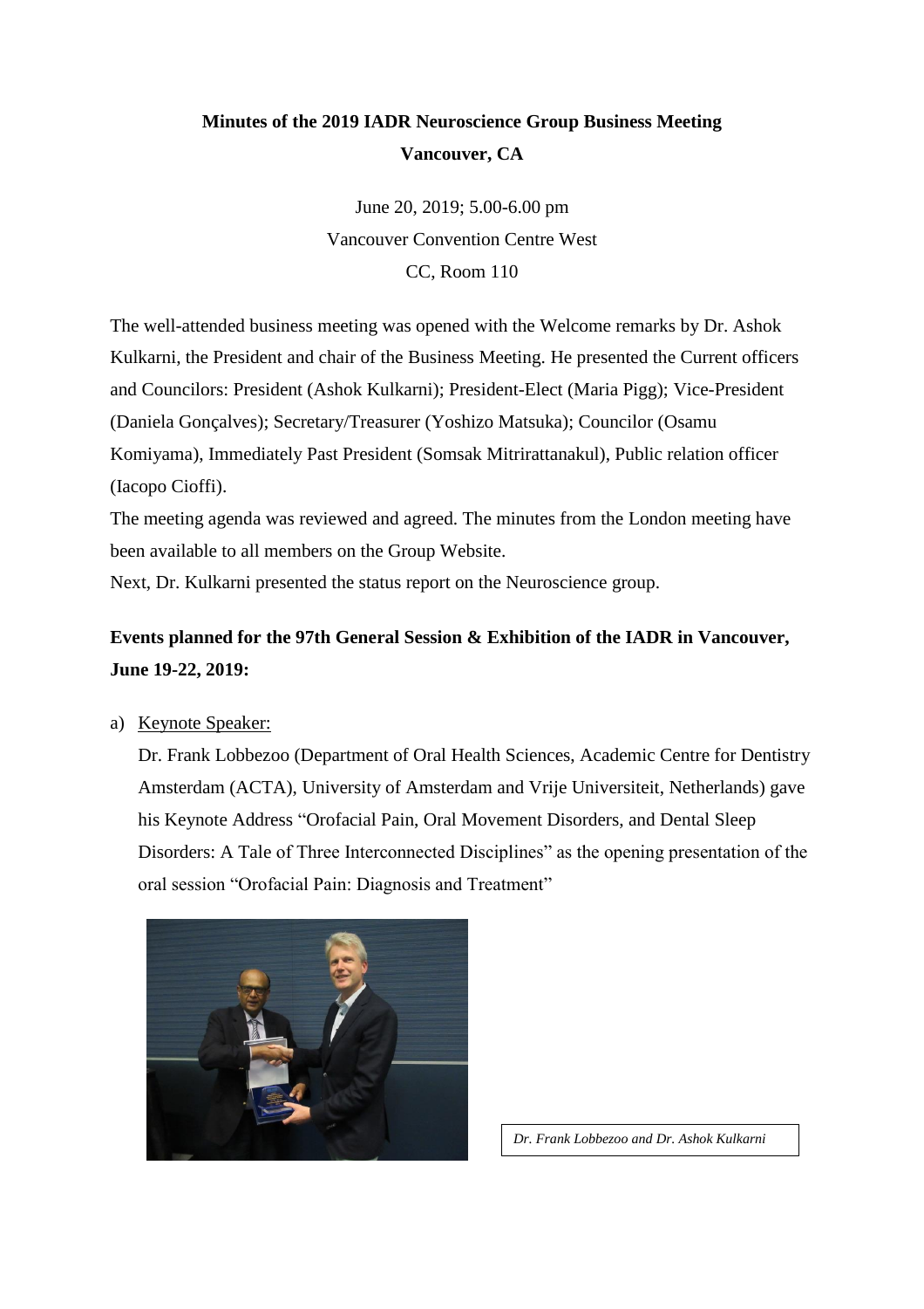# Minutes of the 2019 IADR Neuroscience Group Business Meeting
## Vancouver, CA

June 20, 2019; 5.00-6.00 pm
Vancouver Convention Centre West
CC, Room 110

The well-attended business meeting was opened with the Welcome remarks by Dr. Ashok Kulkarni, the President and chair of the Business Meeting. He presented the Current officers and Councilors: President (Ashok Kulkarni); President-Elect (Maria Pigg); Vice-President (Daniela Gonçalves); Secretary/Treasurer (Yoshizo Matsuka); Councilor (Osamu Komiyama), Immediately Past President (Somsak Mitrirattanakul), Public relation officer (Iacopo Cioffi).

The meeting agenda was reviewed and agreed. The minutes from the London meeting have been available to all members on the Group Website.

Next, Dr. Kulkarni presented the status report on the Neuroscience group.

**Events planned for the 97th General Session & Exhibition of the IADR in Vancouver, June 19-22, 2019:**

a) Keynote Speaker:

Dr. Frank Lobbezoo (Department of Oral Health Sciences, Academic Centre for Dentistry Amsterdam (ACTA), University of Amsterdam and Vrije Universiteit, Netherlands) gave his Keynote Address "Orofacial Pain, Oral Movement Disorders, and Dental Sleep Disorders: A Tale of Three Interconnected Disciplines" as the opening presentation of the oral session "Orofacial Pain: Diagnosis and Treatment"

*Dr. Frank Lobbezoo and Dr. Ashok Kulkarni*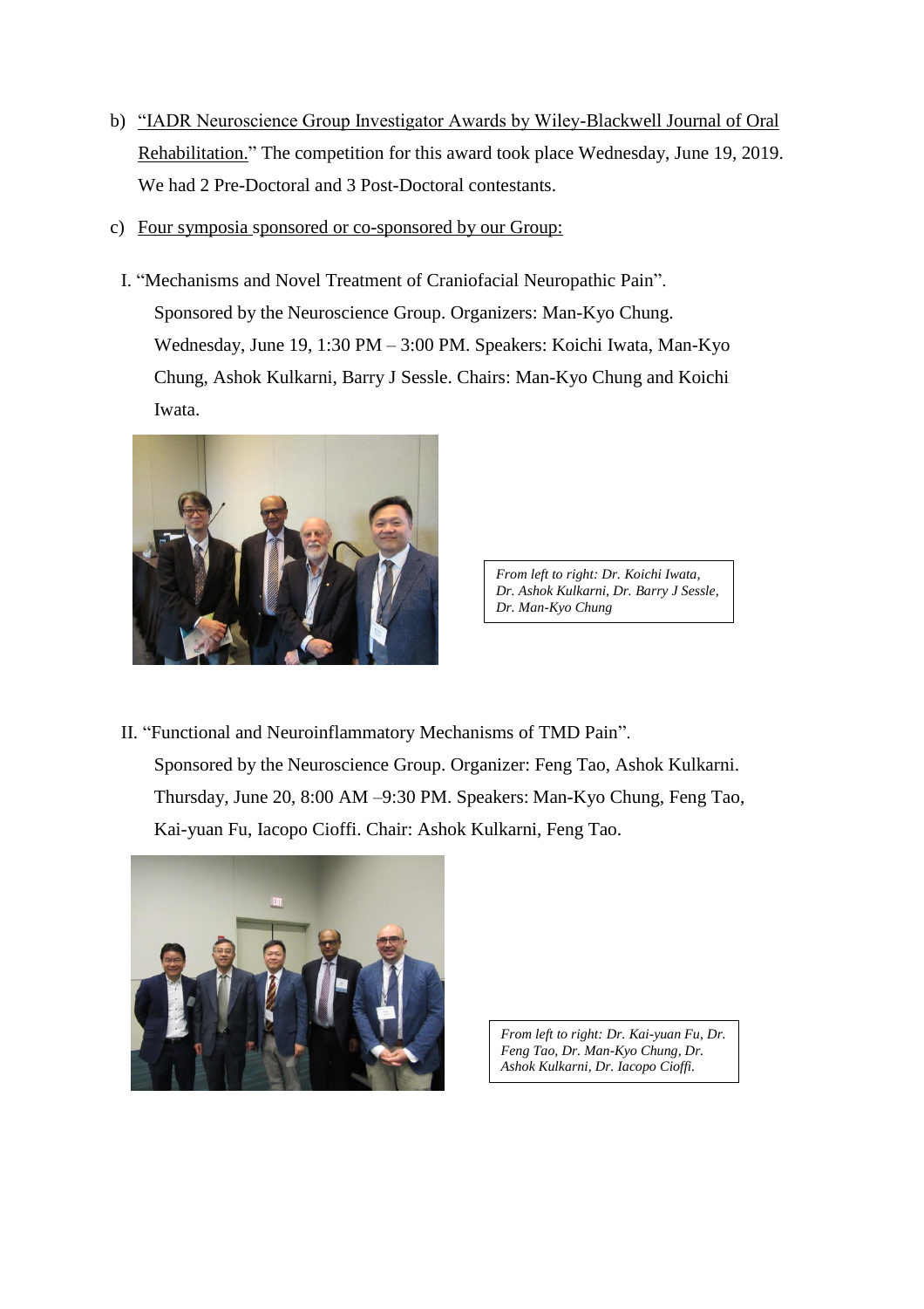b) "IADR Neuroscience Group Investigator Awards by Wiley-Blackwell Journal of Oral Rehabilitation." The competition for this award took place Wednesday, June 19, 2019. We had 2 Pre-Doctoral and 3 Post-Doctoral contestants.

c) Four symposia sponsored or co-sponsored by our Group:

I. "Mechanisms and Novel Treatment of Craniofacial Neuropathic Pain". Sponsored by the Neuroscience Group. Organizers: Man-Kyo Chung. Wednesday, June 19, 1:30 PM – 3:00 PM. Speakers: Koichi Iwata, Man-Kyo Chung, Ashok Kulkarni, Barry J Sessle. Chairs: Man-Kyo Chung and Koichi Iwata.

*From left to right: Dr. Koichi Iwata, Dr. Ashok Kulkarni, Dr. Barry J Sessle, Dr. Man-Kyo Chung*

II. "Functional and Neuroinflammatory Mechanisms of TMD Pain". Sponsored by the Neuroscience Group. Organizer: Feng Tao, Ashok Kulkarni. Thursday, June 20, 8:00 AM –9:30 PM. Speakers: Man-Kyo Chung, Feng Tao, Kai-yuan Fu, Iacopo Cioffi. Chair: Ashok Kulkarni, Feng Tao.

*From left to right: Dr. Kai-yuan Fu, Dr. Feng Tao, Dr. Man-Kyo Chung, Dr. Ashok Kulkarni, Dr. Iacopo Cioffi.*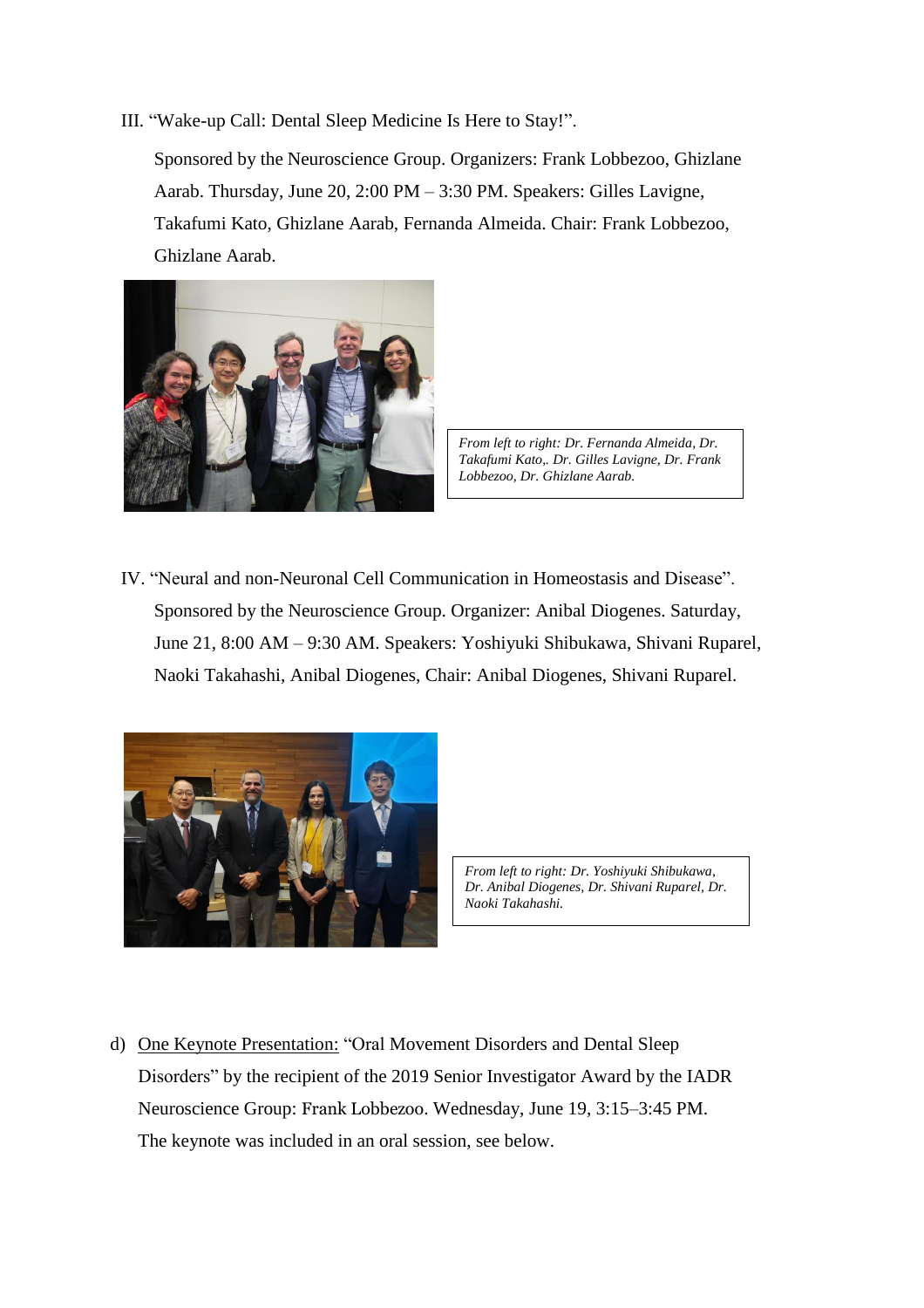III. "Wake-up Call: Dental Sleep Medicine Is Here to Stay!".

Sponsored by the Neuroscience Group. Organizers: Frank Lobbezoo, Ghizlane Aarab. Thursday, June 20, 2:00 PM – 3:30 PM. Speakers: Gilles Lavigne, Takafumi Kato, Ghizlane Aarab, Fernanda Almeida. Chair: Frank Lobbezoo, Ghizlane Aarab.

*From left to right: Dr. Fernanda Almeida, Dr. Takafumi Kato,. Dr. Gilles Lavigne, Dr. Frank Lobbezoo, Dr. Ghizlane Aarab.*

IV. "Neural and non-Neuronal Cell Communication in Homeostasis and Disease". Sponsored by the Neuroscience Group. Organizer: Anibal Diogenes. Saturday, June 21, 8:00 AM – 9:30 AM. Speakers: Yoshiyuki Shibukawa, Shivani Ruparel, Naoki Takahashi, Anibal Diogenes, Chair: Anibal Diogenes, Shivani Ruparel.

*From left to right: Dr. Yoshiyuki Shibukawa, Dr. Anibal Diogenes, Dr. Shivani Ruparel, Dr. Naoki Takahashi.*

d) <u>One Keynote Presentation:</u> "Oral Movement Disorders and Dental Sleep Disorders" by the recipient of the 2019 Senior Investigator Award by the IADR Neuroscience Group: Frank Lobbezoo. Wednesday, June 19, 3:15–3:45 PM. The keynote was included in an oral session, see below.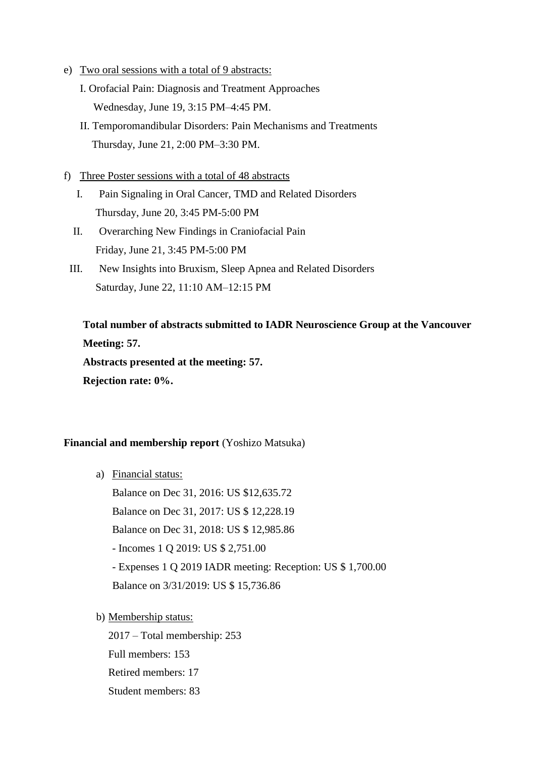e) <u>Two oral sessions with a total of 9 abstracts:</u>

I. Orofacial Pain: Diagnosis and Treatment Approaches
Wednesday, June 19, 3:15 PM–4:45 PM.

II. Temporomandibular Disorders: Pain Mechanisms and Treatments
Thursday, June 21, 2:00 PM–3:30 PM.

f) <u>Three Poster sessions with a total of 48 abstracts</u>

I. Pain Signaling in Oral Cancer, TMD and Related Disorders
Thursday, June 20, 3:45 PM-5:00 PM

II. Overarching New Findings in Craniofacial Pain
Friday, June 21, 3:45 PM-5:00 PM

III. New Insights into Bruxism, Sleep Apnea and Related Disorders
Saturday, June 22, 11:10 AM–12:15 PM

**Total number of abstracts submitted to IADR Neuroscience Group at the Vancouver Meeting: 57.**

**Abstracts presented at the meeting: 57.**

**Rejection rate: 0%.**

**Financial and membership report** (Yoshizo Matsuka)

a) <u>Financial status:</u>

Balance on Dec 31, 2016: US $12,635.72

Balance on Dec 31, 2017: US $ 12,228.19

Balance on Dec 31, 2018: US $ 12,985.86

- Incomes 1 Q 2019: US $ 2,751.00

- Expenses 1 Q 2019 IADR meeting: Reception: US $ 1,700.00

Balance on 3/31/2019: US $ 15,736.86

b) <u>Membership status:</u>

2017 – Total membership: 253

Full members: 153

Retired members: 17

Student members: 83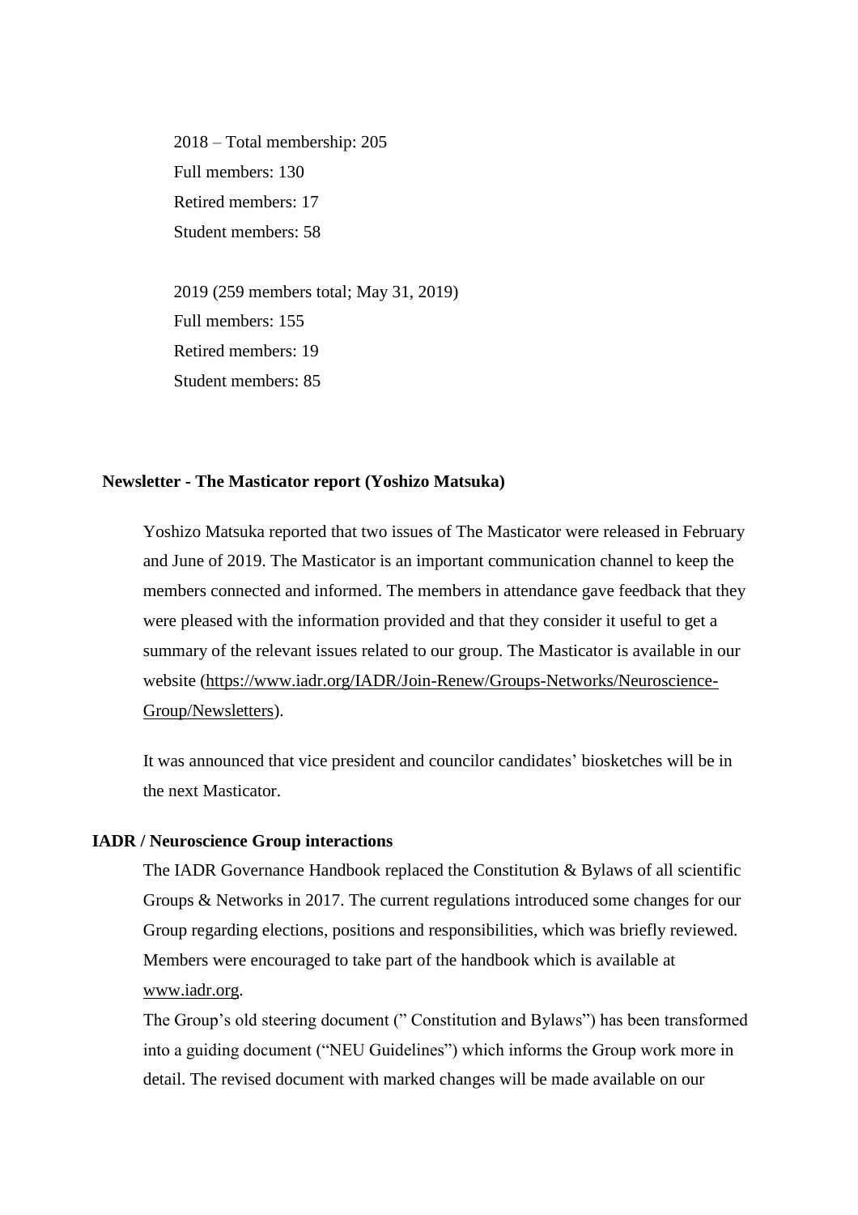2018 – Total membership: 205
Full members: 130
Retired members: 17
Student members: 58

2019 (259 members total; May 31, 2019)
Full members: 155
Retired members: 19
Student members: 85

**Newsletter - The Masticator report (Yoshizo Matsuka)**

Yoshizo Matsuka reported that two issues of The Masticator were released in February and June of 2019. The Masticator is an important communication channel to keep the members connected and informed. The members in attendance gave feedback that they were pleased with the information provided and that they consider it useful to get a summary of the relevant issues related to our group. The Masticator is available in our website (https://www.iadr.org/IADR/Join-Renew/Groups-Networks/Neuroscience-Group/Newsletters).

It was announced that vice president and councilor candidates' biosketches will be in the next Masticator.

**IADR / Neuroscience Group interactions**

The IADR Governance Handbook replaced the Constitution & Bylaws of all scientific Groups & Networks in 2017. The current regulations introduced some changes for our Group regarding elections, positions and responsibilities, which was briefly reviewed. Members were encouraged to take part of the handbook which is available at www.iadr.org.

The Group's old steering document (" Constitution and Bylaws") has been transformed into a guiding document ("NEU Guidelines") which informs the Group work more in detail. The revised document with marked changes will be made available on our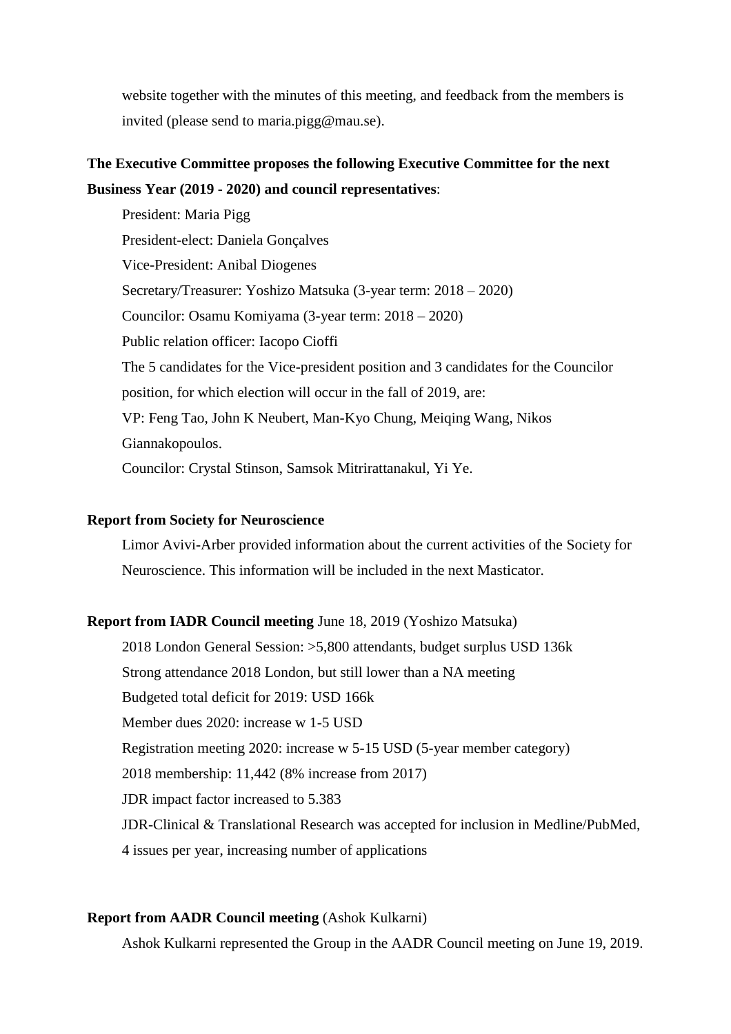website together with the minutes of this meeting, and feedback from the members is invited (please send to maria.pigg@mau.se).

**The Executive Committee proposes the following Executive Committee for the next Business Year (2019 - 2020) and council representatives**:

President: Maria Pigg

President-elect: Daniela Gonçalves

Vice-President: Anibal Diogenes

Secretary/Treasurer: Yoshizo Matsuka (3-year term: 2018 – 2020)

Councilor: Osamu Komiyama (3-year term: 2018 – 2020)

Public relation officer: Iacopo Cioffi

The 5 candidates for the Vice-president position and 3 candidates for the Councilor position, for which election will occur in the fall of 2019, are:

VP: Feng Tao, John K Neubert, Man-Kyo Chung, Meiqing Wang, Nikos Giannakopoulos.

Councilor: Crystal Stinson, Samsok Mitrirattanakul, Yi Ye.

**Report from Society for Neuroscience**

Limor Avivi-Arber provided information about the current activities of the Society for Neuroscience. This information will be included in the next Masticator.

**Report from IADR Council meeting** June 18, 2019 (Yoshizo Matsuka)

2018 London General Session: >5,800 attendants, budget surplus USD 136k

Strong attendance 2018 London, but still lower than a NA meeting

Budgeted total deficit for 2019: USD 166k

Member dues 2020: increase w 1-5 USD

Registration meeting 2020: increase w 5-15 USD (5-year member category)

2018 membership: 11,442 (8% increase from 2017)

JDR impact factor increased to 5.383

JDR-Clinical & Translational Research was accepted for inclusion in Medline/PubMed, 4 issues per year, increasing number of applications

**Report from AADR Council meeting** (Ashok Kulkarni)

Ashok Kulkarni represented the Group in the AADR Council meeting on June 19, 2019.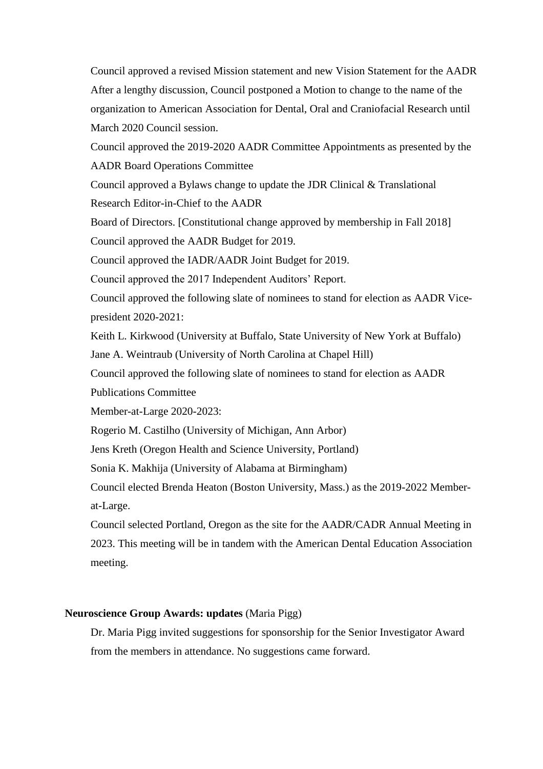Council approved a revised Mission statement and new Vision Statement for the AADR

After a lengthy discussion, Council postponed a Motion to change to the name of the organization to American Association for Dental, Oral and Craniofacial Research until March 2020 Council session.

Council approved the 2019-2020 AADR Committee Appointments as presented by the AADR Board Operations Committee

Council approved a Bylaws change to update the JDR Clinical & Translational Research Editor-in-Chief to the AADR

Board of Directors. [Constitutional change approved by membership in Fall 2018]

Council approved the AADR Budget for 2019.

Council approved the IADR/AADR Joint Budget for 2019.

Council approved the 2017 Independent Auditors' Report.

Council approved the following slate of nominees to stand for election as AADR Vice-president 2020-2021:

Keith L. Kirkwood (University at Buffalo, State University of New York at Buffalo)

Jane A. Weintraub (University of North Carolina at Chapel Hill)

Council approved the following slate of nominees to stand for election as AADR Publications Committee

Member-at-Large 2020-2023:

Rogerio M. Castilho (University of Michigan, Ann Arbor)

Jens Kreth (Oregon Health and Science University, Portland)

Sonia K. Makhija (University of Alabama at Birmingham)

Council elected Brenda Heaton (Boston University, Mass.) as the 2019-2022 Member-at-Large.

Council selected Portland, Oregon as the site for the AADR/CADR Annual Meeting in 2023. This meeting will be in tandem with the American Dental Education Association meeting.

**Neuroscience Group Awards: updates** (Maria Pigg)

Dr. Maria Pigg invited suggestions for sponsorship for the Senior Investigator Award from the members in attendance. No suggestions came forward.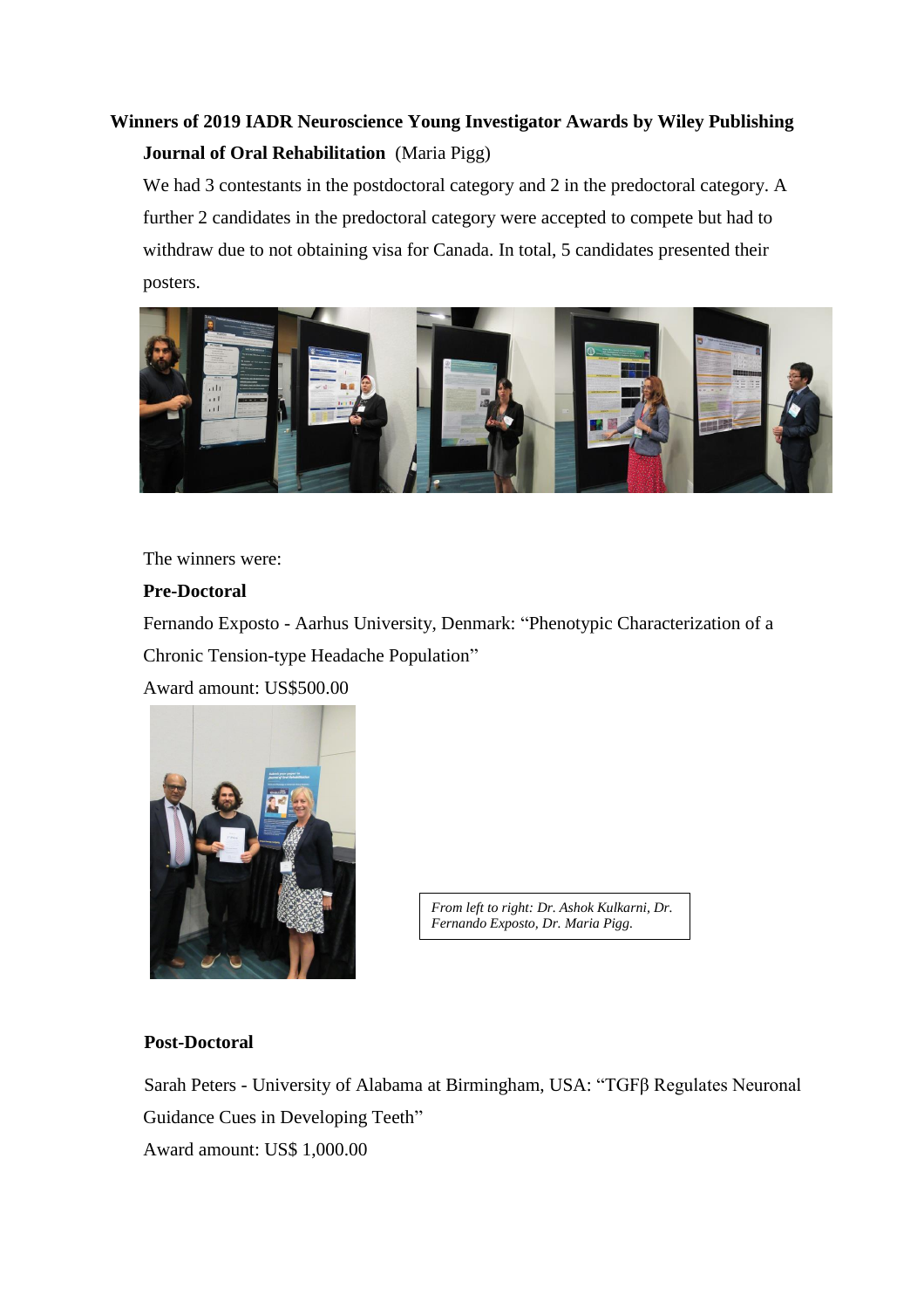**Winners of 2019 IADR Neuroscience Young Investigator Awards by Wiley Publishing**

**Journal of Oral Rehabilitation** (Maria Pigg)

We had 3 contestants in the postdoctoral category and 2 in the predoctoral category. A further 2 candidates in the predoctoral category were accepted to compete but had to withdraw due to not obtaining visa for Canada. In total, 5 candidates presented their posters.

The winners were:

**Pre-Doctoral**

Fernando Exposto - Aarhus University, Denmark: "Phenotypic Characterization of a Chronic Tension-type Headache Population"

Award amount: US$500.00

*From left to right: Dr. Ashok Kulkarni, Dr. Fernando Exposto, Dr. Maria Pigg.*

**Post-Doctoral**

Sarah Peters - University of Alabama at Birmingham, USA: "TGFβ Regulates Neuronal Guidance Cues in Developing Teeth"

Award amount: US$ 1,000.00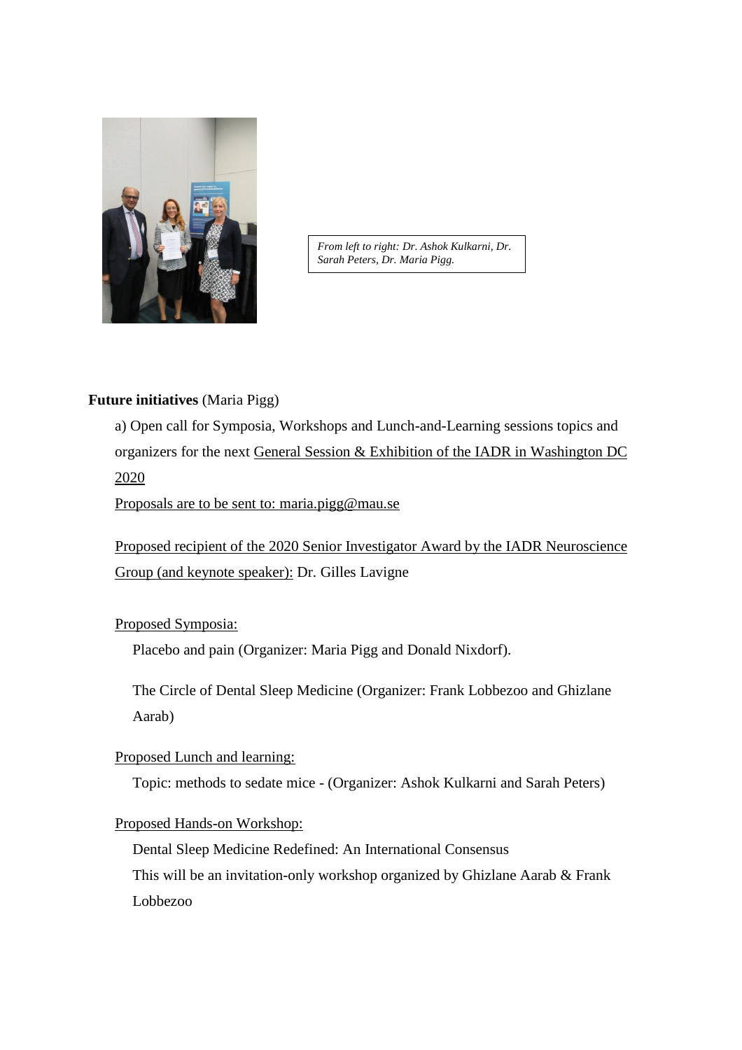*From left to right: Dr. Ashok Kulkarni, Dr. Sarah Peters, Dr. Maria Pigg.*

**Future initiatives** (Maria Pigg)

a) Open call for Symposia, Workshops and Lunch-and-Learning sessions topics and organizers for the next General Session & Exhibition of the IADR in Washington DC 2020

Proposals are to be sent to: maria.pigg@mau.se

Proposed recipient of the 2020 Senior Investigator Award by the IADR Neuroscience Group (and keynote speaker): Dr. Gilles Lavigne

Proposed Symposia:

Placebo and pain (Organizer: Maria Pigg and Donald Nixdorf).

The Circle of Dental Sleep Medicine (Organizer: Frank Lobbezoo and Ghizlane Aarab)

Proposed Lunch and learning:

Topic: methods to sedate mice - (Organizer: Ashok Kulkarni and Sarah Peters)

Proposed Hands-on Workshop:

Dental Sleep Medicine Redefined: An International Consensus

This will be an invitation-only workshop organized by Ghizlane Aarab & Frank Lobbezoo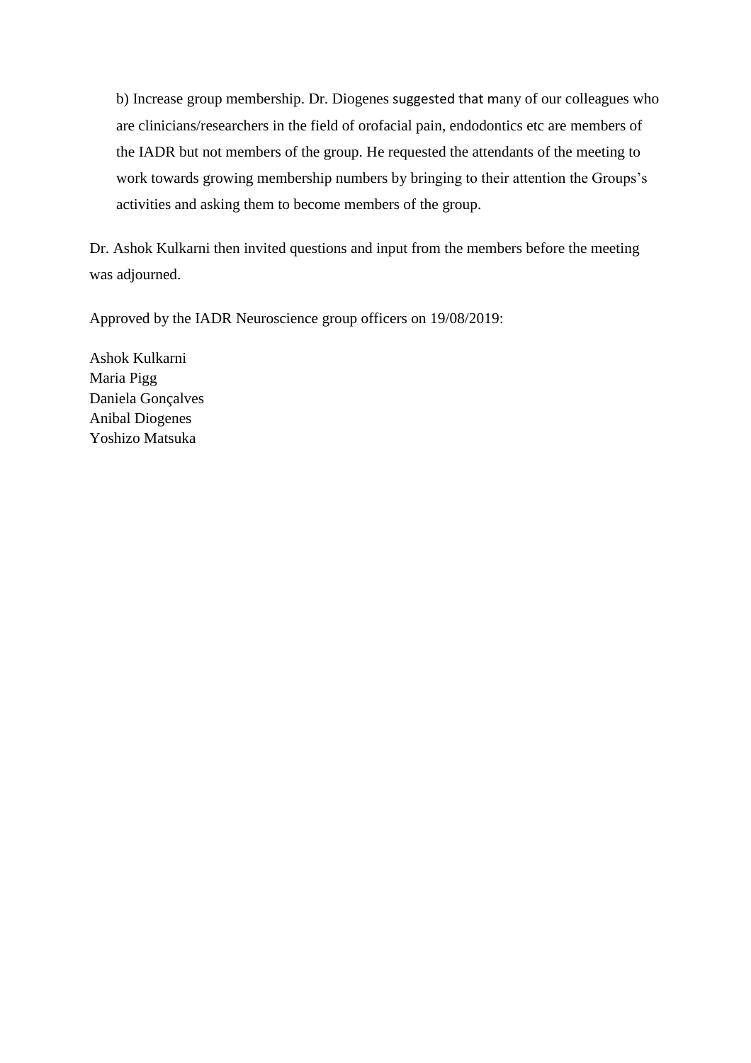b) Increase group membership. Dr. Diogenes suggested that many of our colleagues who are clinicians/researchers in the field of orofacial pain, endodontics etc are members of the IADR but not members of the group. He requested the attendants of the meeting to work towards growing membership numbers by bringing to their attention the Groups's activities and asking them to become members of the group.

Dr. Ashok Kulkarni then invited questions and input from the members before the meeting was adjourned.

Approved by the IADR Neuroscience group officers on 19/08/2019:

Ashok Kulkarni  
Maria Pigg  
Daniela Gonçalves  
Anibal Diogenes  
Yoshizo Matsuka